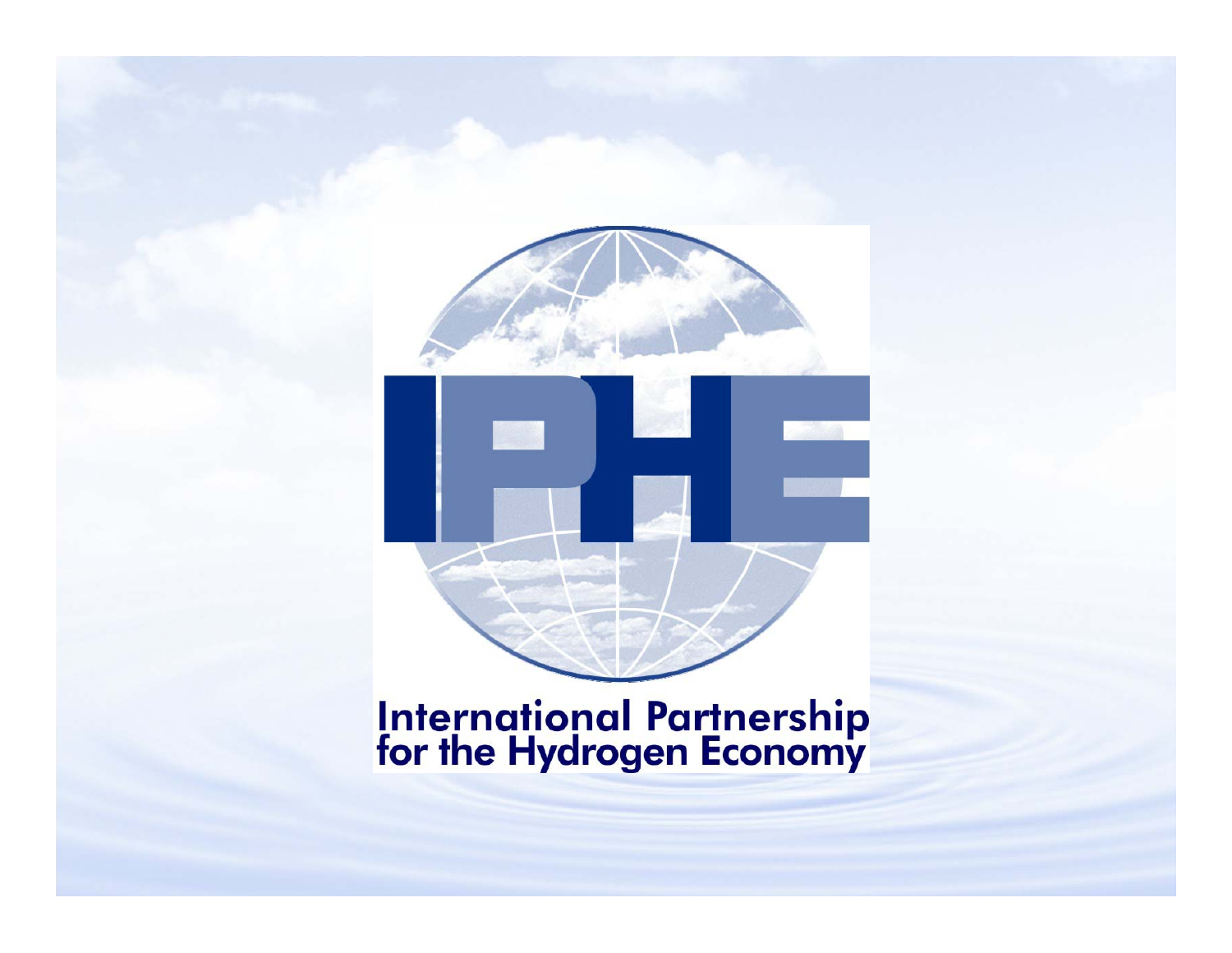# IPHE

International Partnership for the Hydrogen Economy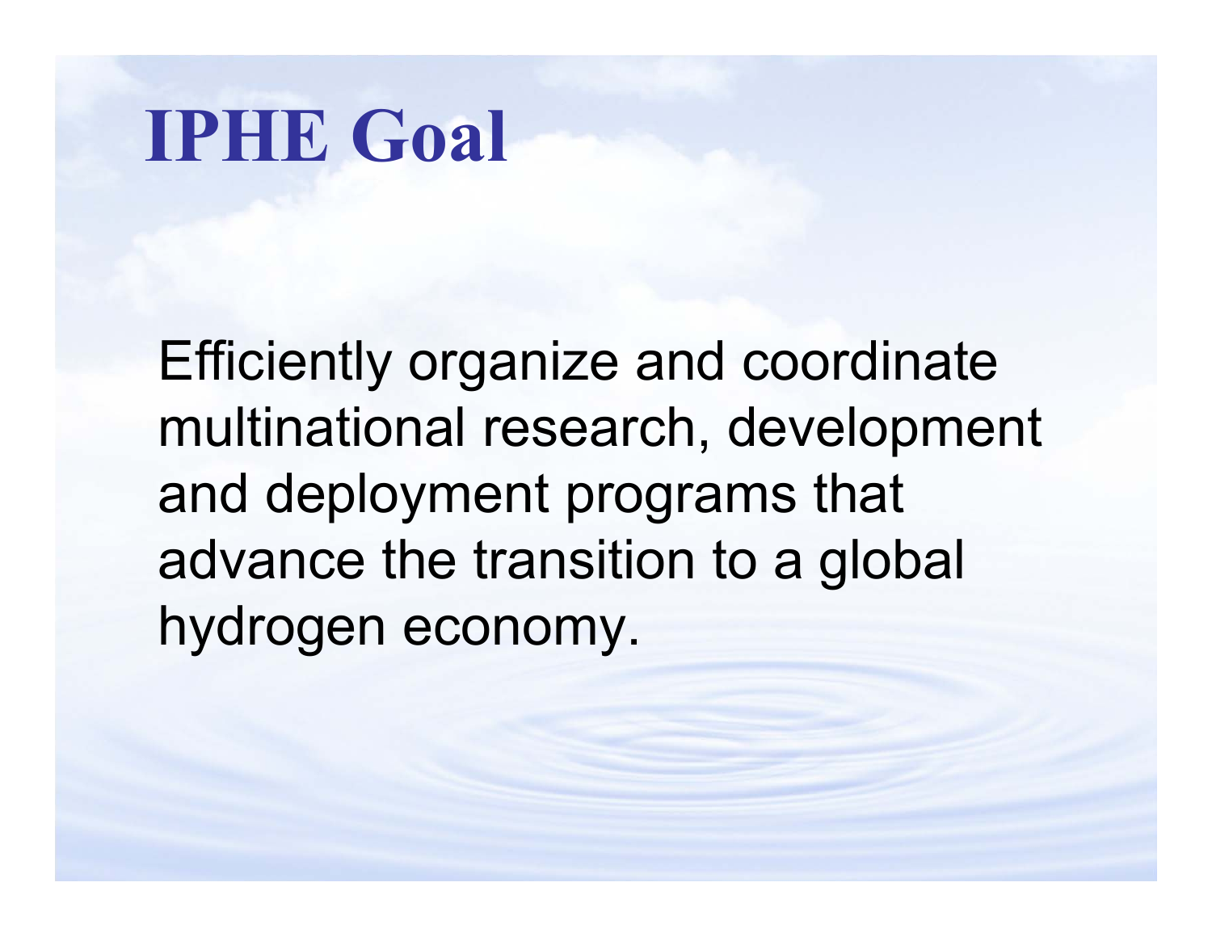# IPHE Goal

Efficiently organize and coordinate multinational research, development and deployment programs that advance the transition to a global hydrogen economy.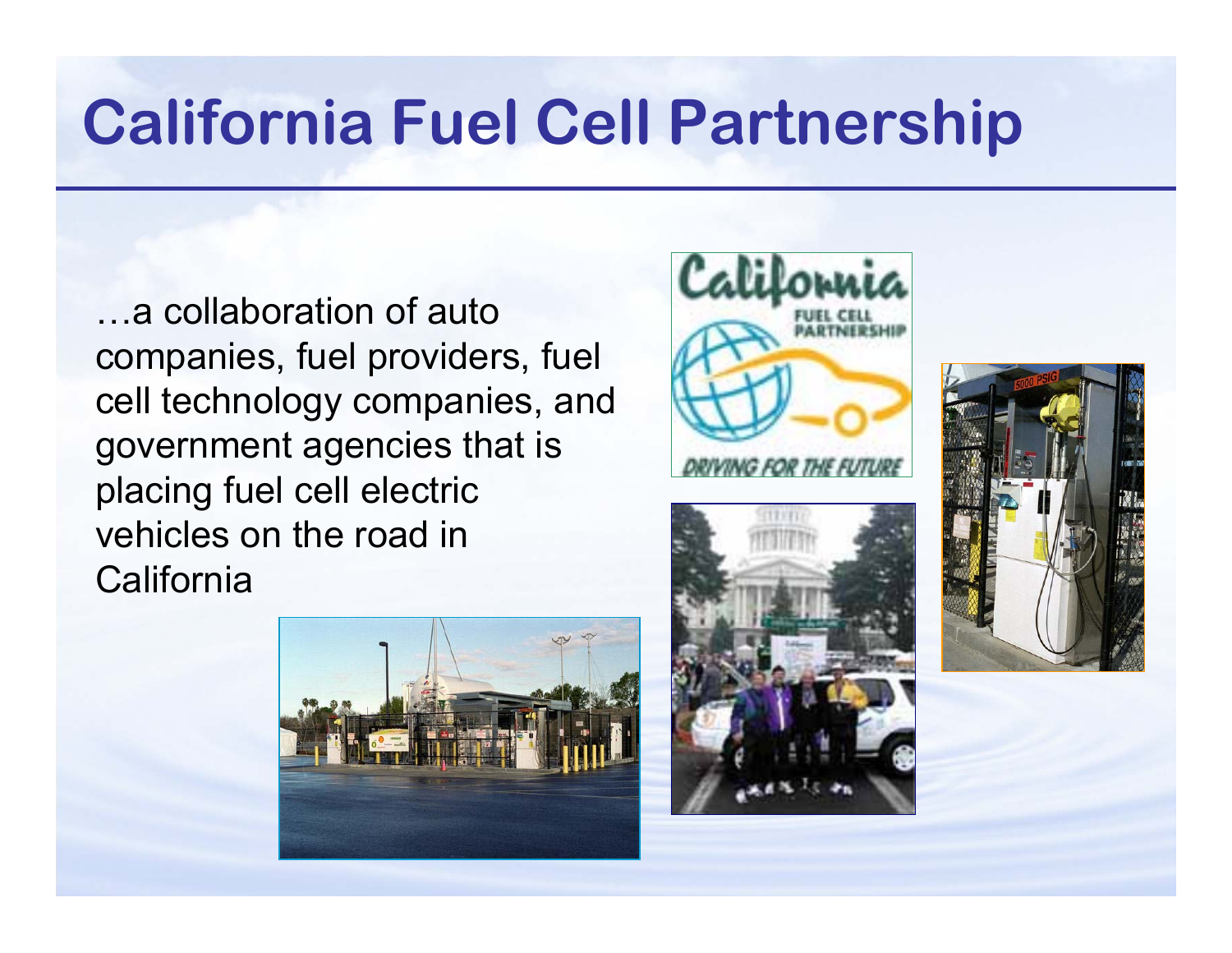# California Fuel Cell Partnership

…a collaboration of auto companies, fuel providers, fuel cell technology companies, and government agencies that is placing fuel cell electric vehicles on the road in California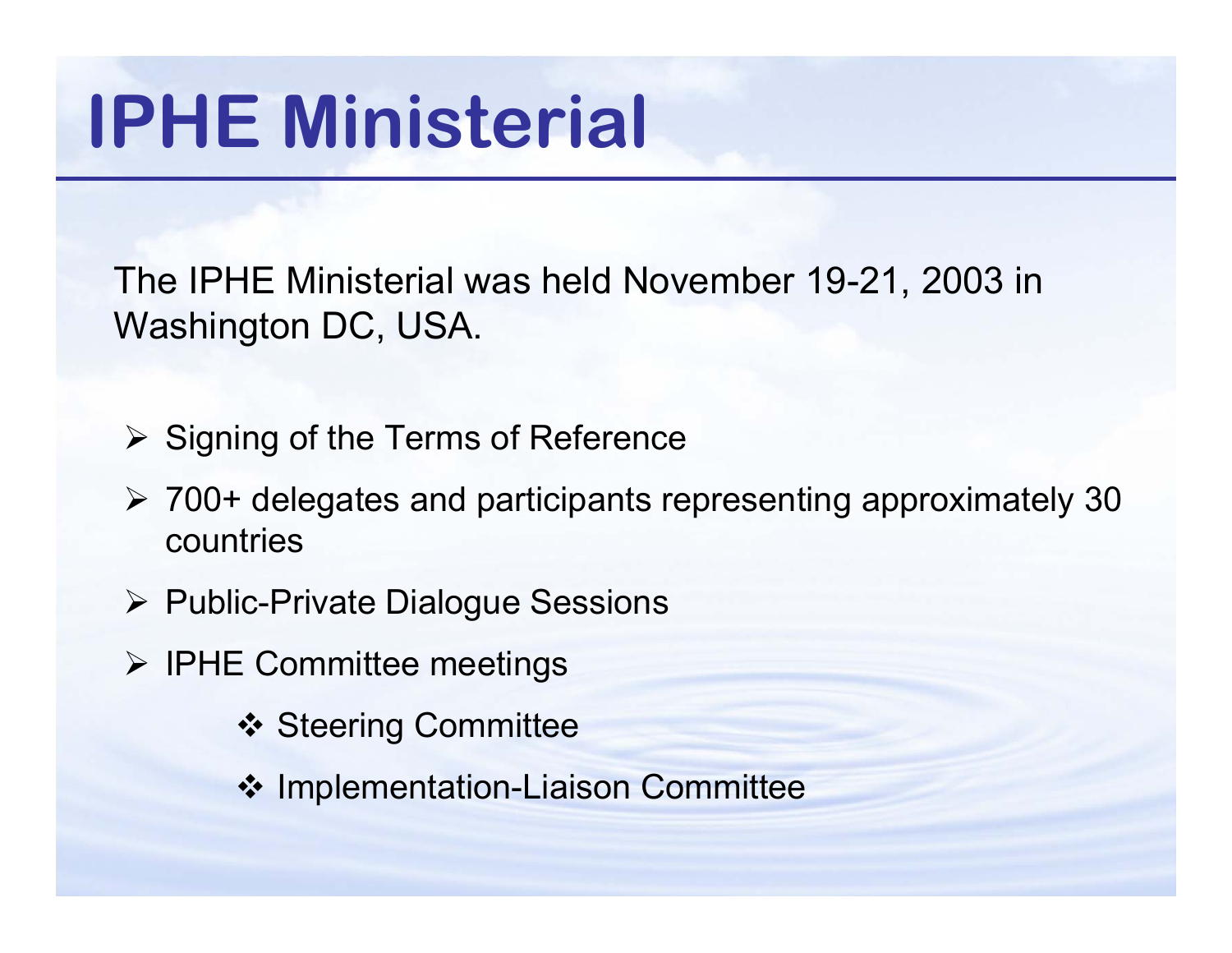# IPHE Ministerial

The IPHE Ministerial was held November 19-21, 2003 in Washington DC, USA.

- Signing of the Terms of Reference
- 700+ delegates and participants representing approximately 30 countries
- Public-Private Dialogue Sessions
- IPHE Committee meetings
  - Steering Committee
  - Implementation-Liaison Committee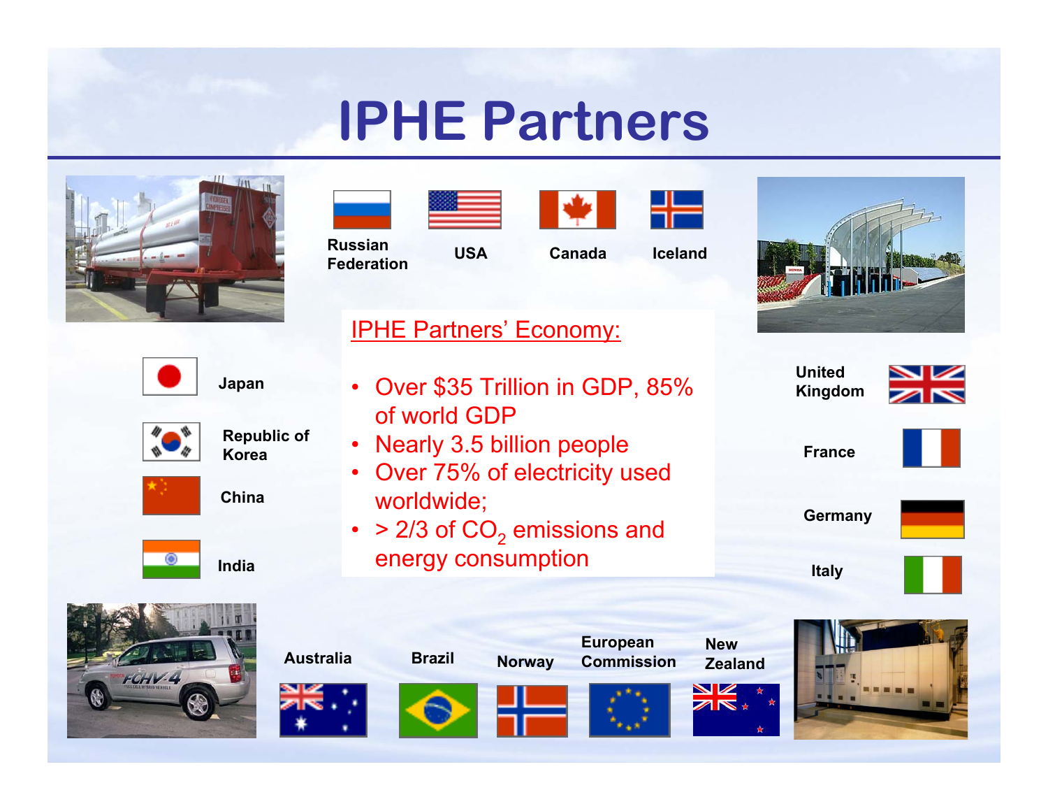# IPHE Partners

Russian Federation

USA

Canada

Iceland

Japan

Republic of Korea

China

India

United Kingdom

France

Germany

Italy

Australia

Brazil

Norway

European Commission

New Zealand

IPHE Partners' Economy:

- Over $35 Trillion in GDP, 85% of world GDP
- Nearly 3.5 billion people
- Over 75% of electricity used worldwide;
- > 2/3 of $CO_2$ emissions and energy consumption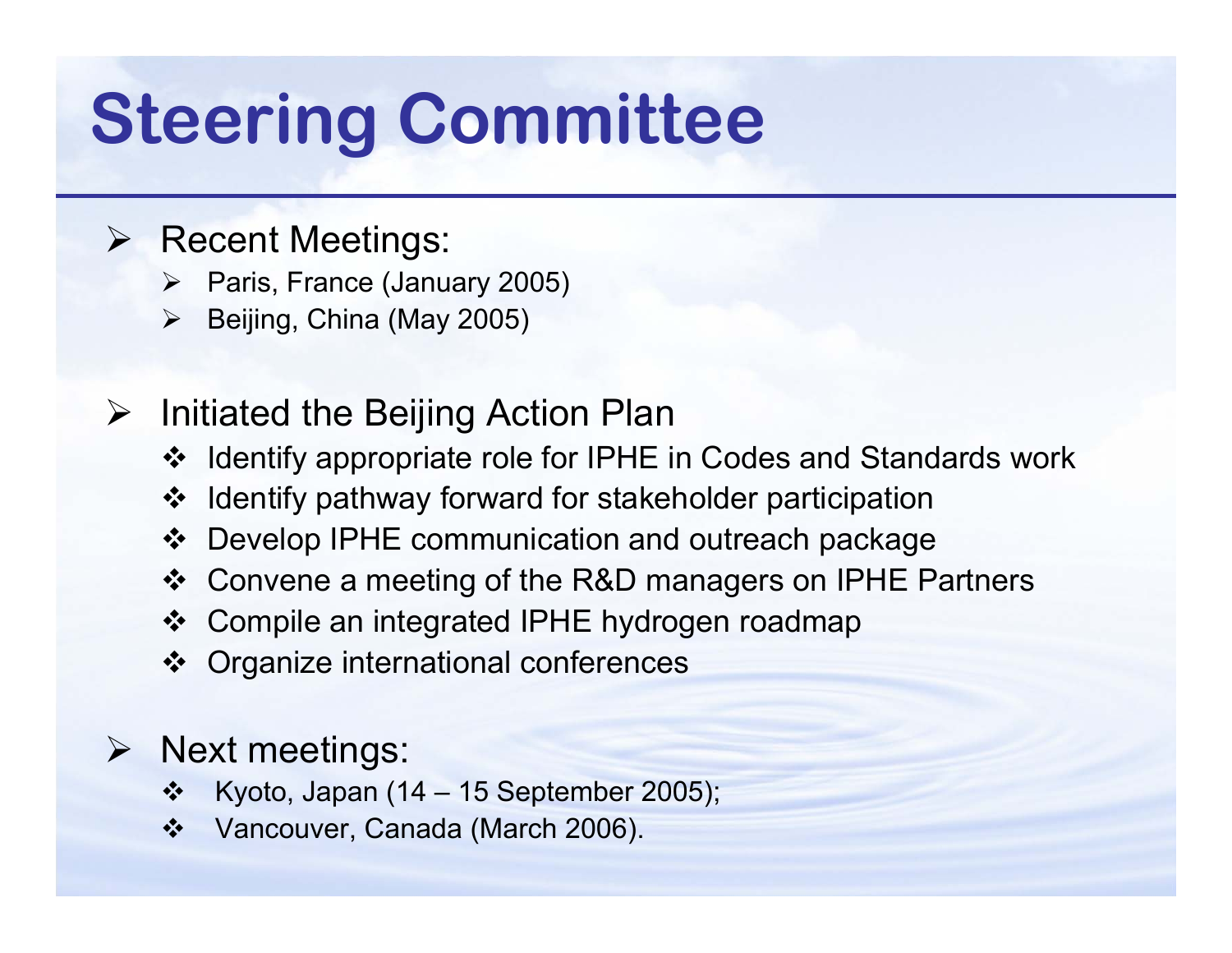# Steering Committee

- Recent Meetings:
  - Paris, France (January 2005)
  - Beijing, China (May 2005)

- Initiated the Beijing Action Plan
  - Identify appropriate role for IPHE in Codes and Standards work
  - Identify pathway forward for stakeholder participation
  - Develop IPHE communication and outreach package
  - Convene a meeting of the R&D managers on IPHE Partners
  - Compile an integrated IPHE hydrogen roadmap
  - Organize international conferences

- Next meetings:
  - Kyoto, Japan (14 – 15 September 2005);
  - Vancouver, Canada (March 2006).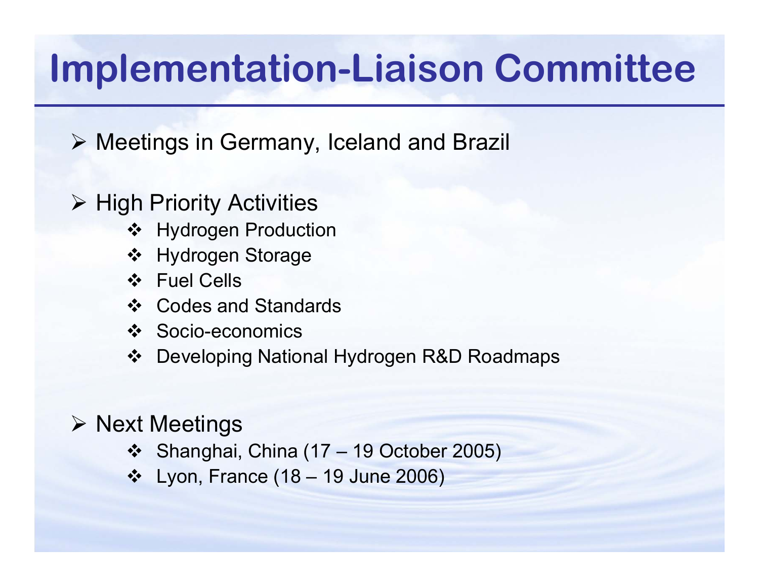# Implementation-Liaison Committee

- Meetings in Germany, Iceland and Brazil

- High Priority Activities
  - Hydrogen Production
  - Hydrogen Storage
  - Fuel Cells
  - Codes and Standards
  - Socio-economics
  - Developing National Hydrogen R&D Roadmaps

- Next Meetings
  - Shanghai, China (17 – 19 October 2005)
  - Lyon, France (18 – 19 June 2006)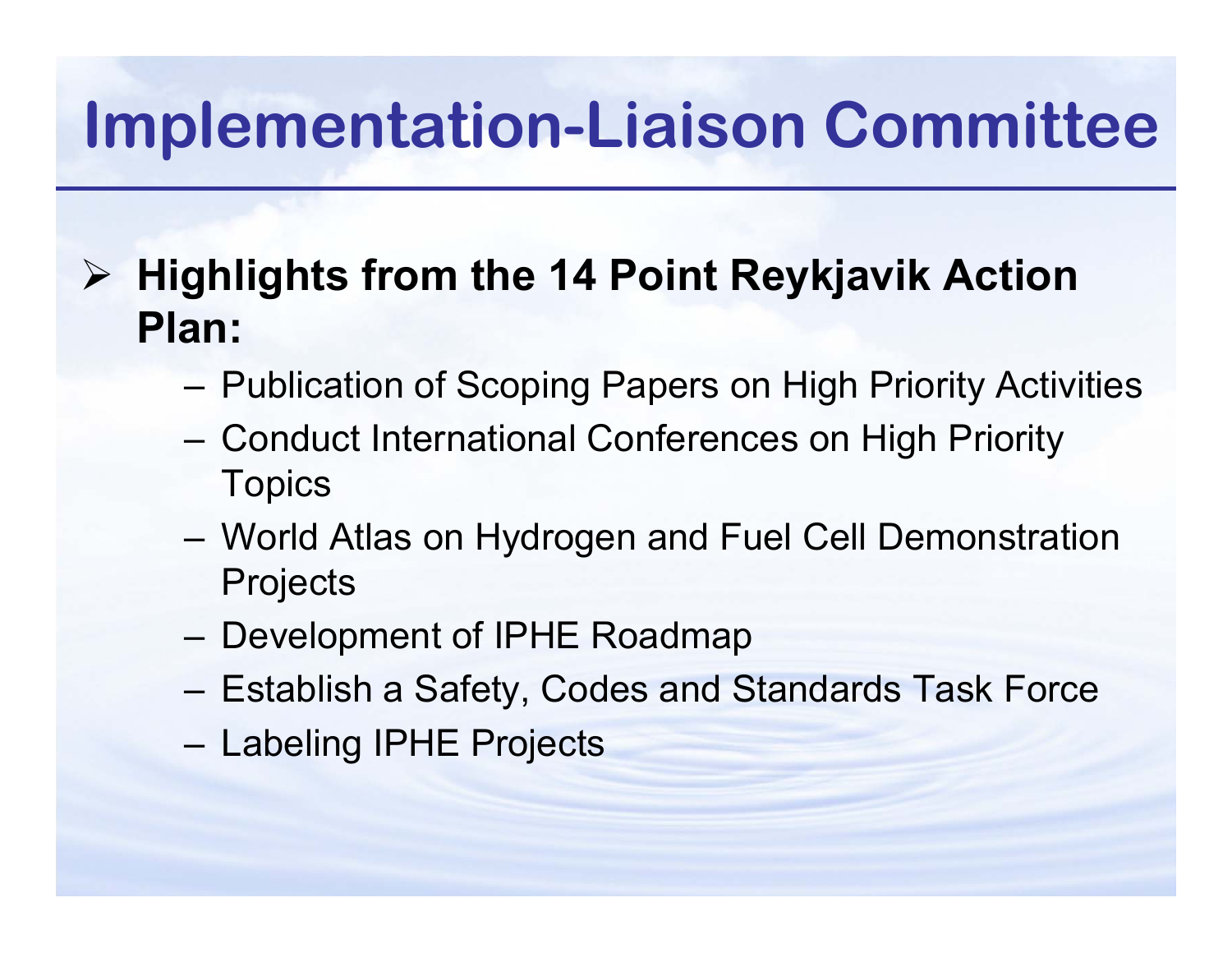# Implementation-Liaison Committee

- **Highlights from the 14 Point Reykjavik Action Plan:**
  - Publication of Scoping Papers on High Priority Activities
  - Conduct International Conferences on High Priority Topics
  - World Atlas on Hydrogen and Fuel Cell Demonstration Projects
  - Development of IPHE Roadmap
  - Establish a Safety, Codes and Standards Task Force
  - Labeling IPHE Projects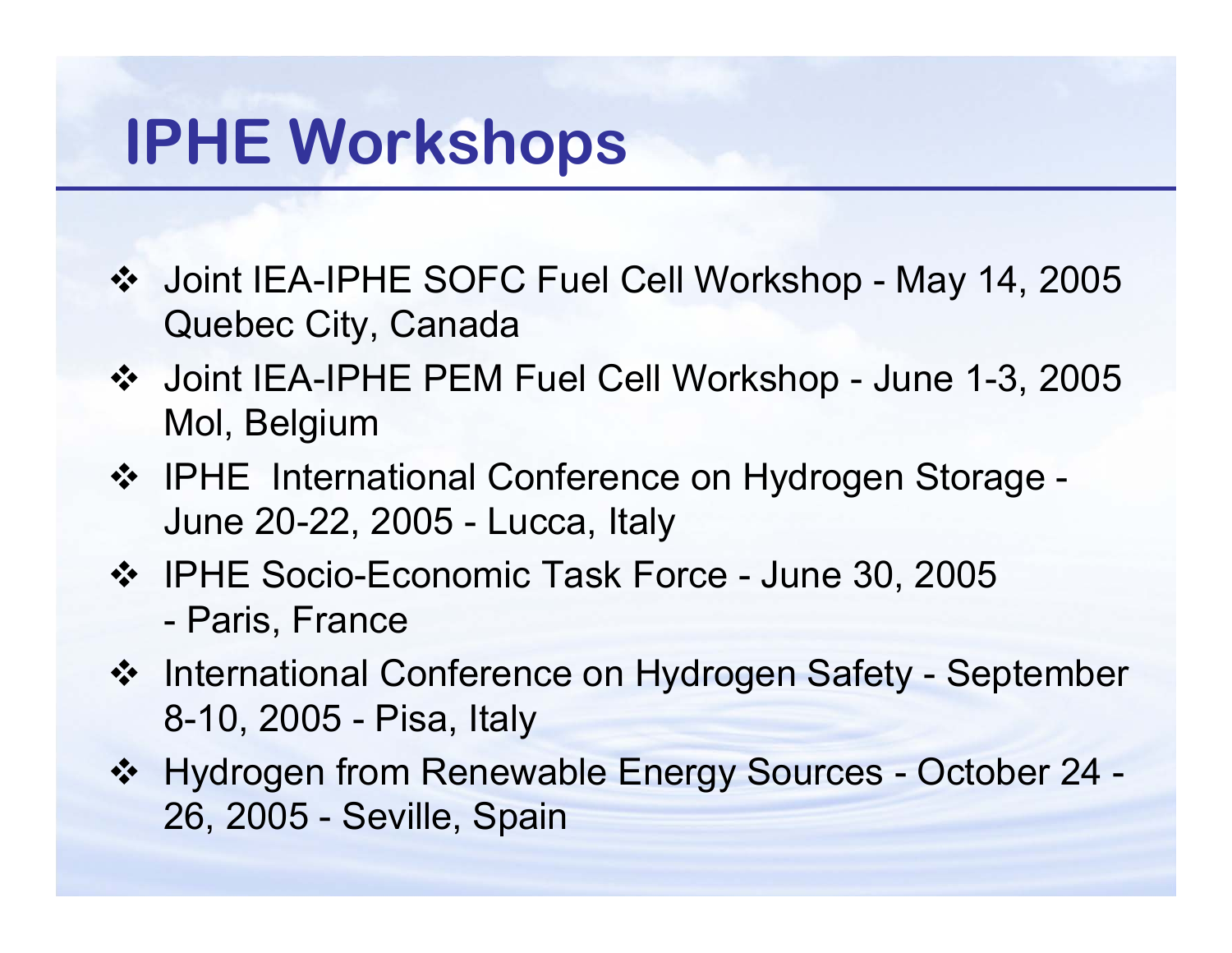# IPHE Workshops

- Joint IEA-IPHE SOFC Fuel Cell Workshop - May 14, 2005 Quebec City, Canada
- Joint IEA-IPHE PEM Fuel Cell Workshop - June 1-3, 2005 Mol, Belgium
- IPHE International Conference on Hydrogen Storage - June 20-22, 2005 - Lucca, Italy
- IPHE Socio-Economic Task Force - June 30, 2005 - Paris, France
- International Conference on Hydrogen Safety - September 8-10, 2005 - Pisa, Italy
- Hydrogen from Renewable Energy Sources - October 24 - 26, 2005 - Seville, Spain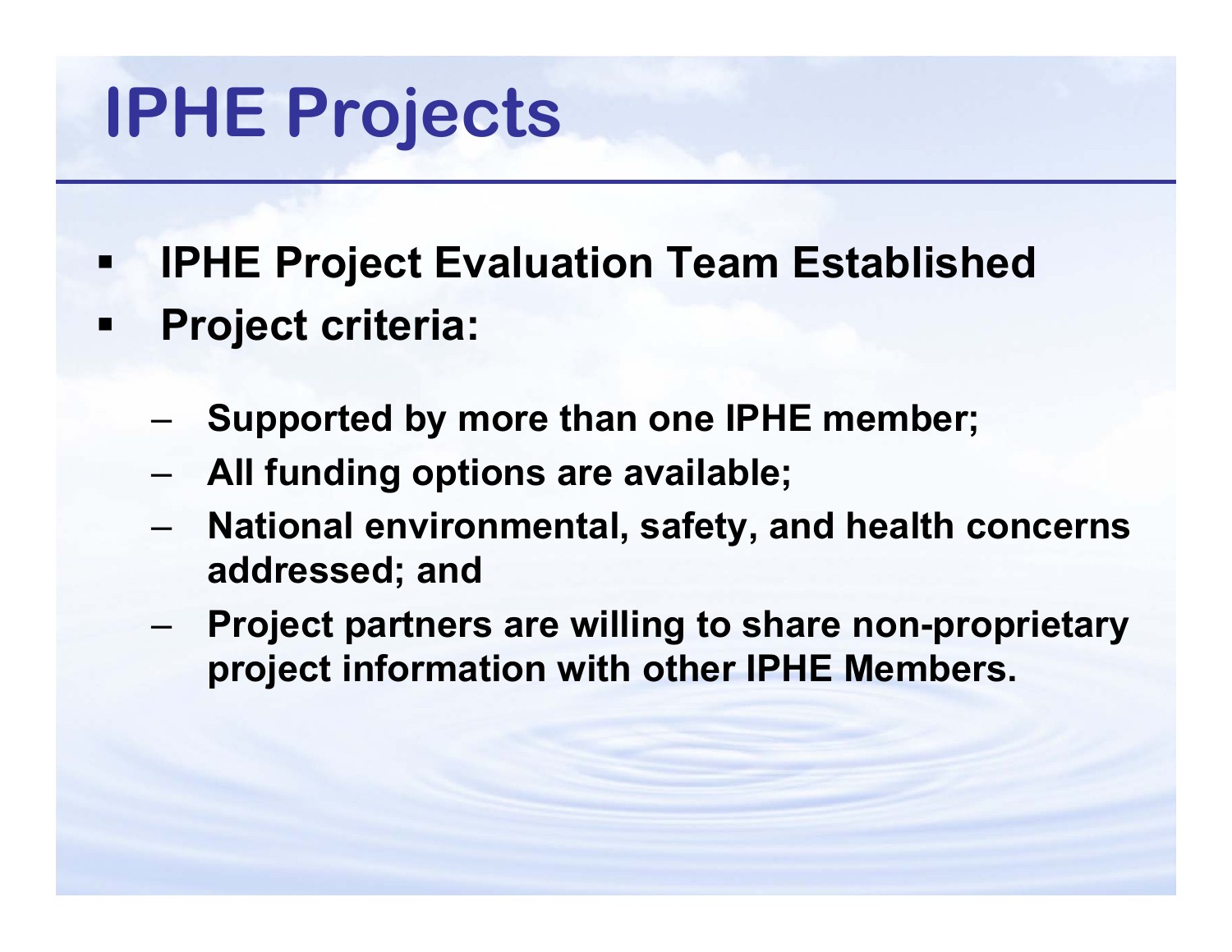# IPHE Projects

- **IPHE Project Evaluation Team Established**
- **Project criteria:**
  - **Supported by more than one IPHE member;**
  - **All funding options are available;**
  - **National environmental, safety, and health concerns addressed; and**
  - **Project partners are willing to share non-proprietary project information with other IPHE Members.**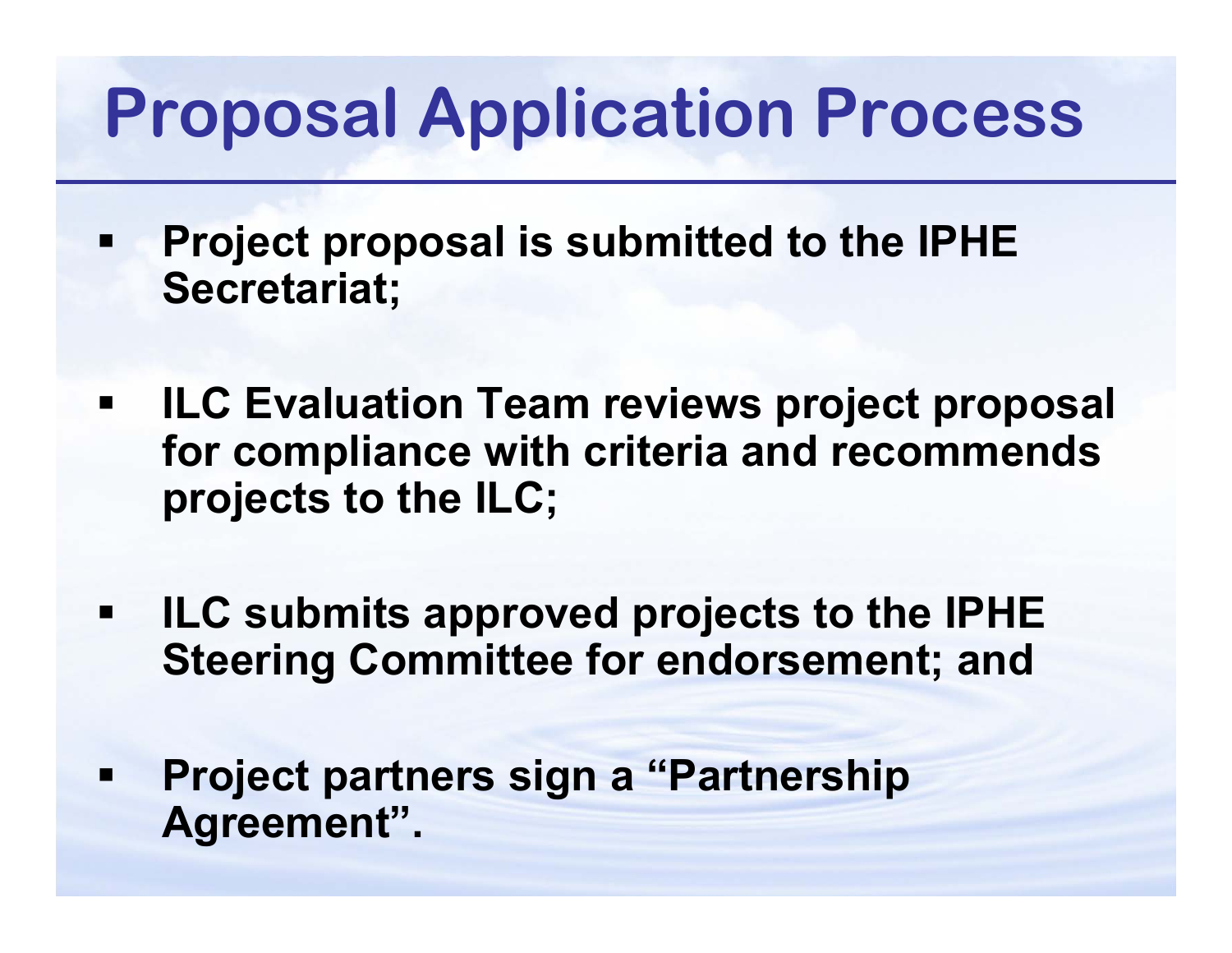# Proposal Application Process

- **Project proposal is submitted to the IPHE Secretariat;**
- **ILC Evaluation Team reviews project proposal for compliance with criteria and recommends projects to the ILC;**
- **ILC submits approved projects to the IPHE Steering Committee for endorsement; and**
- **Project partners sign a "Partnership Agreement".**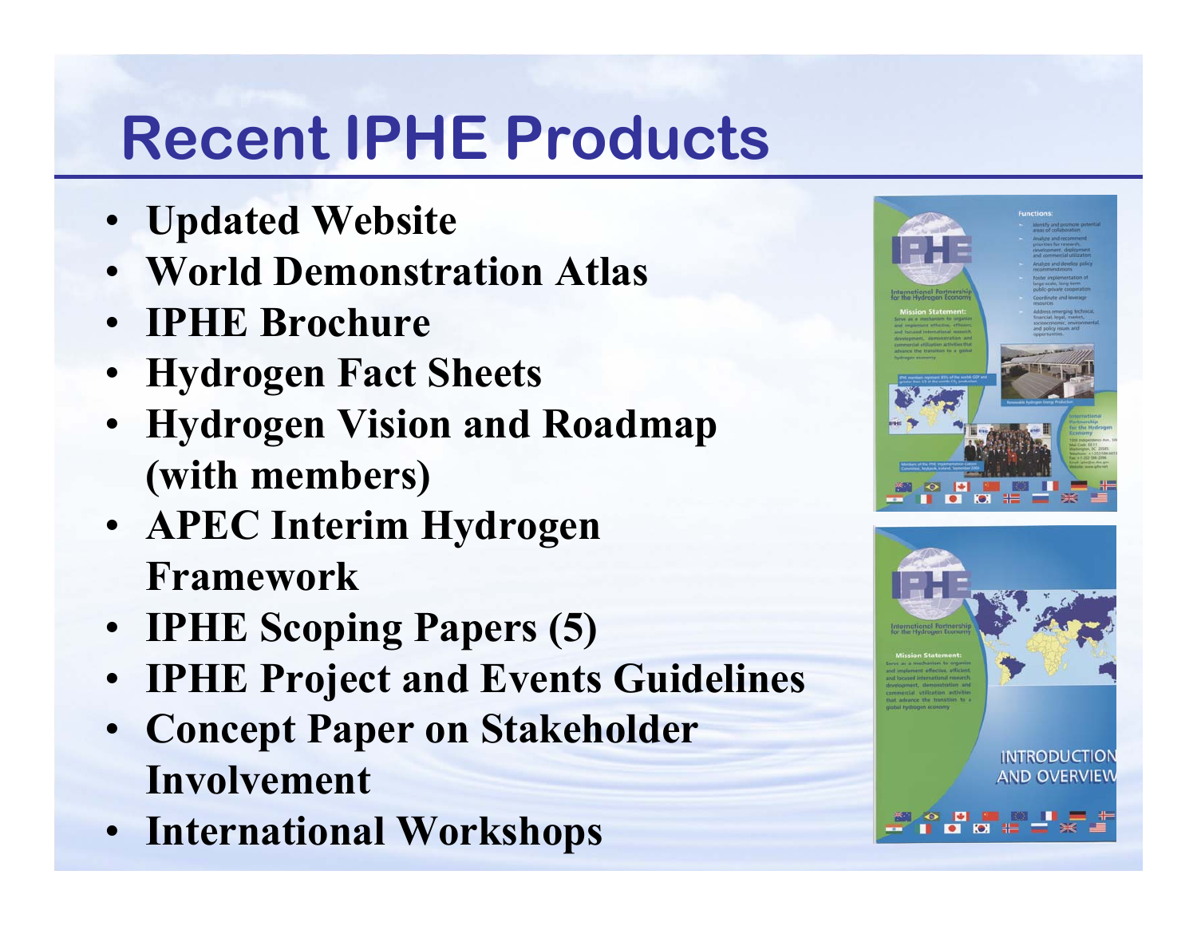# Recent IPHE Products

- **Updated Website**
- **World Demonstration Atlas**
- **IPHE Brochure**
- **Hydrogen Fact Sheets**
- **Hydrogen Vision and Roadmap (with members)**
- **APEC Interim Hydrogen Framework**
- **IPHE Scoping Papers (5)**
- **IPHE Project and Events Guidelines**
- **Concept Paper on Stakeholder Involvement**
- **International Workshops**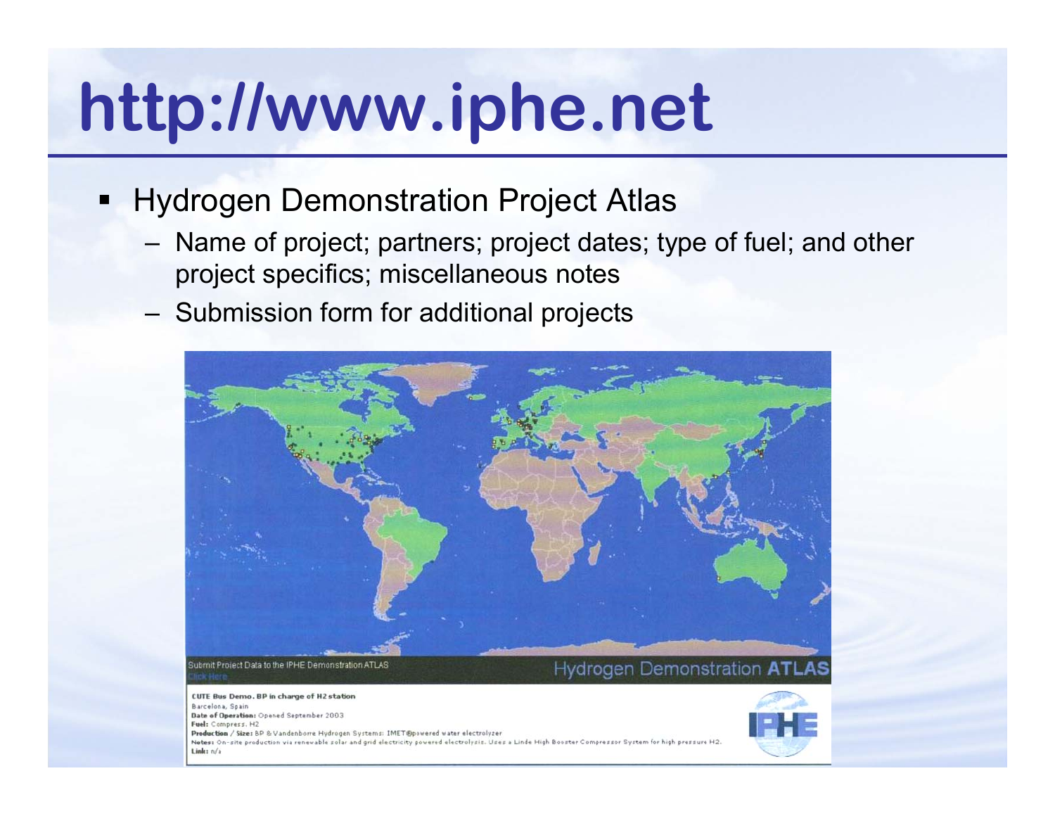# http://www.iphe.net

- Hydrogen Demonstration Project Atlas
  - Name of project; partners; project dates; type of fuel; and other project specifics; miscellaneous notes
  - Submission form for additional projects

Submit Project Data to the IPHE Demonstration ATLAS
Click Here

Hydrogen Demonstration **ATLAS**

**CUTE Bus Demo. BP in charge of H2 station**
Barcelona, Spain
**Date of Operation:** Opened September 2003
**Fuel:** Compress. H2
**Production / Size:** BP & Vandenborre Hydrogen Systems: IMET®powered water electrolyzer
**Notes:** On-site production via renewable solar and grid electricity powered electrolysis. Uses a Linde High Booster Compressor System for high pressure H2.
**Link:** n/a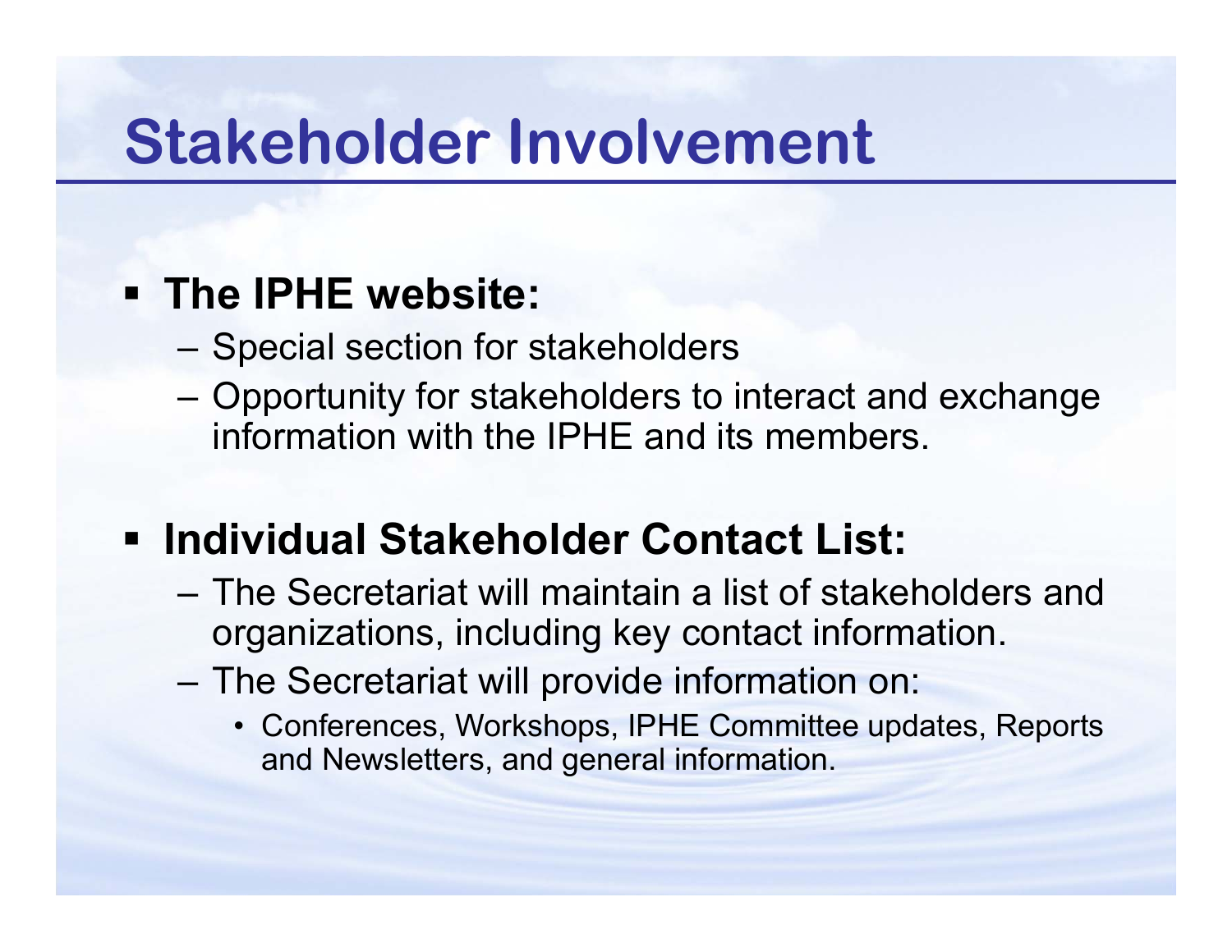# Stakeholder Involvement

- **The IPHE website:**
  - Special section for stakeholders
  - Opportunity for stakeholders to interact and exchange information with the IPHE and its members.
- **Individual Stakeholder Contact List:**
  - The Secretariat will maintain a list of stakeholders and organizations, including key contact information.
  - The Secretariat will provide information on:
    - Conferences, Workshops, IPHE Committee updates, Reports and Newsletters, and general information.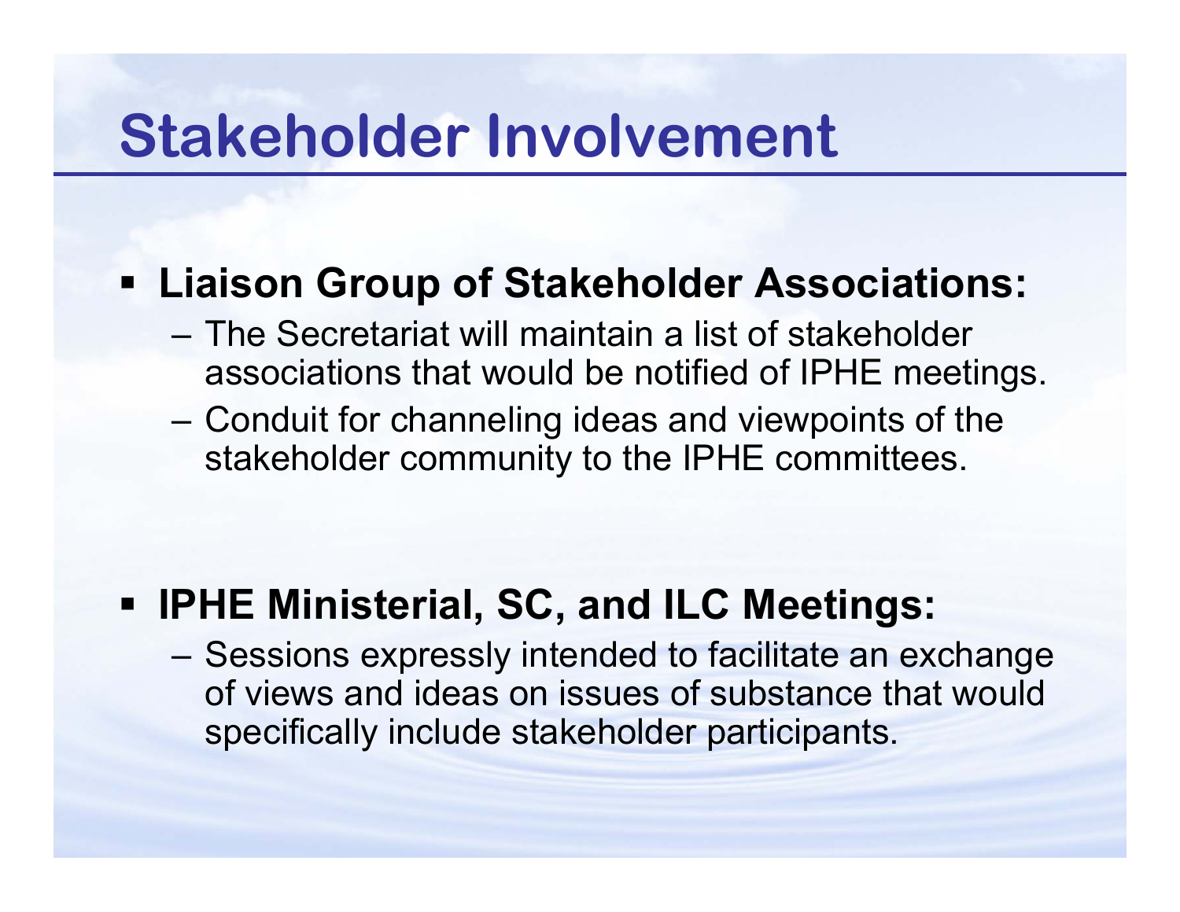# Stakeholder Involvement

- **Liaison Group of Stakeholder Associations:**
  - The Secretariat will maintain a list of stakeholder associations that would be notified of IPHE meetings.
  - Conduit for channeling ideas and viewpoints of the stakeholder community to the IPHE committees.

- **IPHE Ministerial, SC, and ILC Meetings:**
  - Sessions expressly intended to facilitate an exchange of views and ideas on issues of substance that would specifically include stakeholder participants.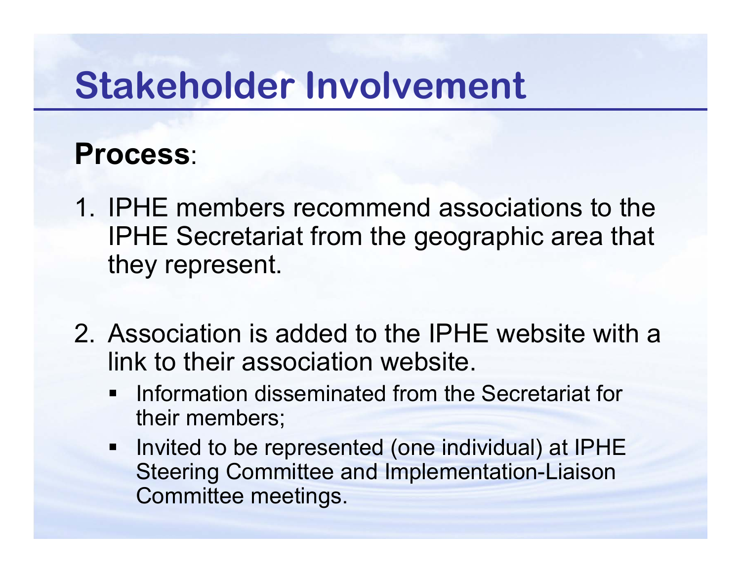# Stakeholder Involvement

**Process**:

1. IPHE members recommend associations to the IPHE Secretariat from the geographic area that they represent.

2. Association is added to the IPHE website with a link to their association website.
   - Information disseminated from the Secretariat for their members;
   - Invited to be represented (one individual) at IPHE Steering Committee and Implementation-Liaison Committee meetings.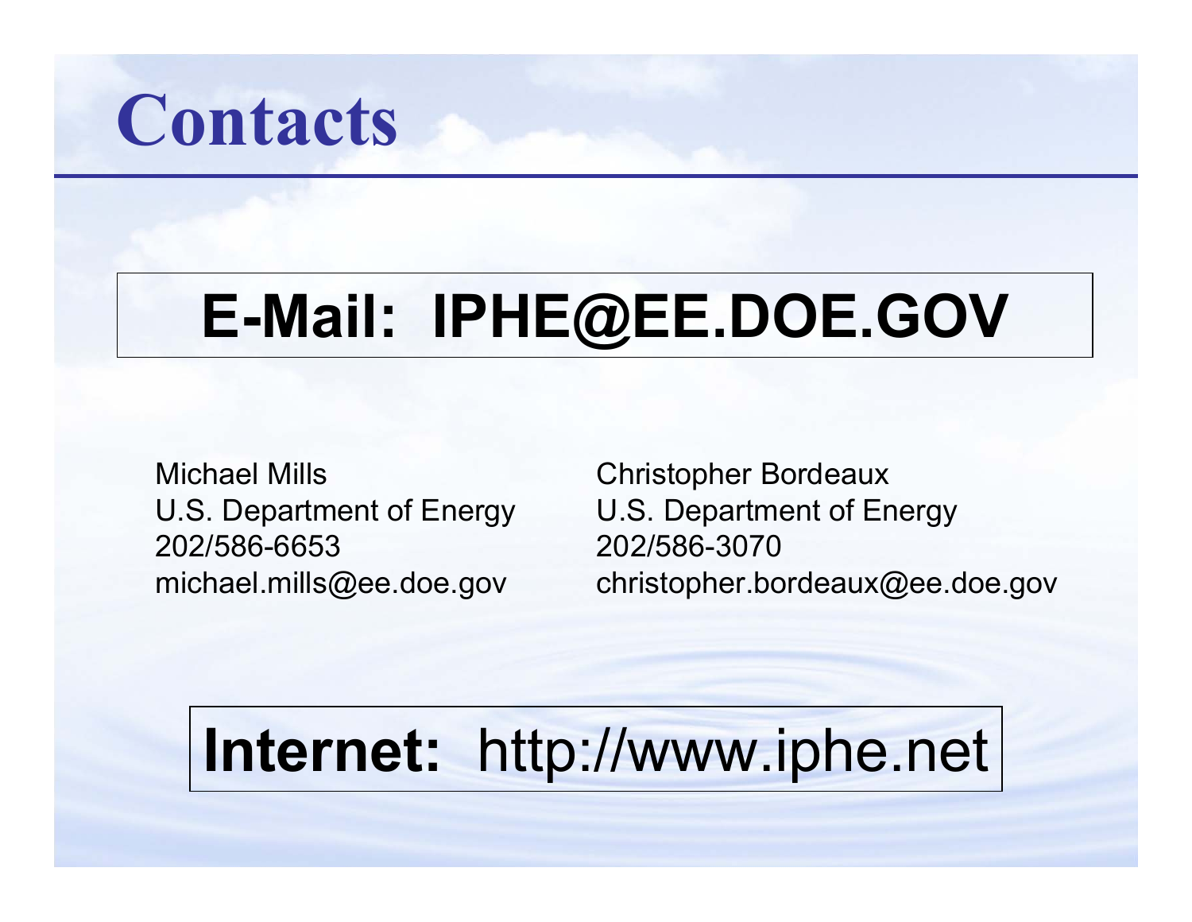# Contacts

**E-Mail: IPHE@EE.DOE.GOV**

Michael Mills
U.S. Department of Energy
202/586-6653
michael.mills@ee.doe.gov

Christopher Bordeaux
U.S. Department of Energy
202/586-3070
christopher.bordeaux@ee.doe.gov

**Internet:** http://www.iphe.net